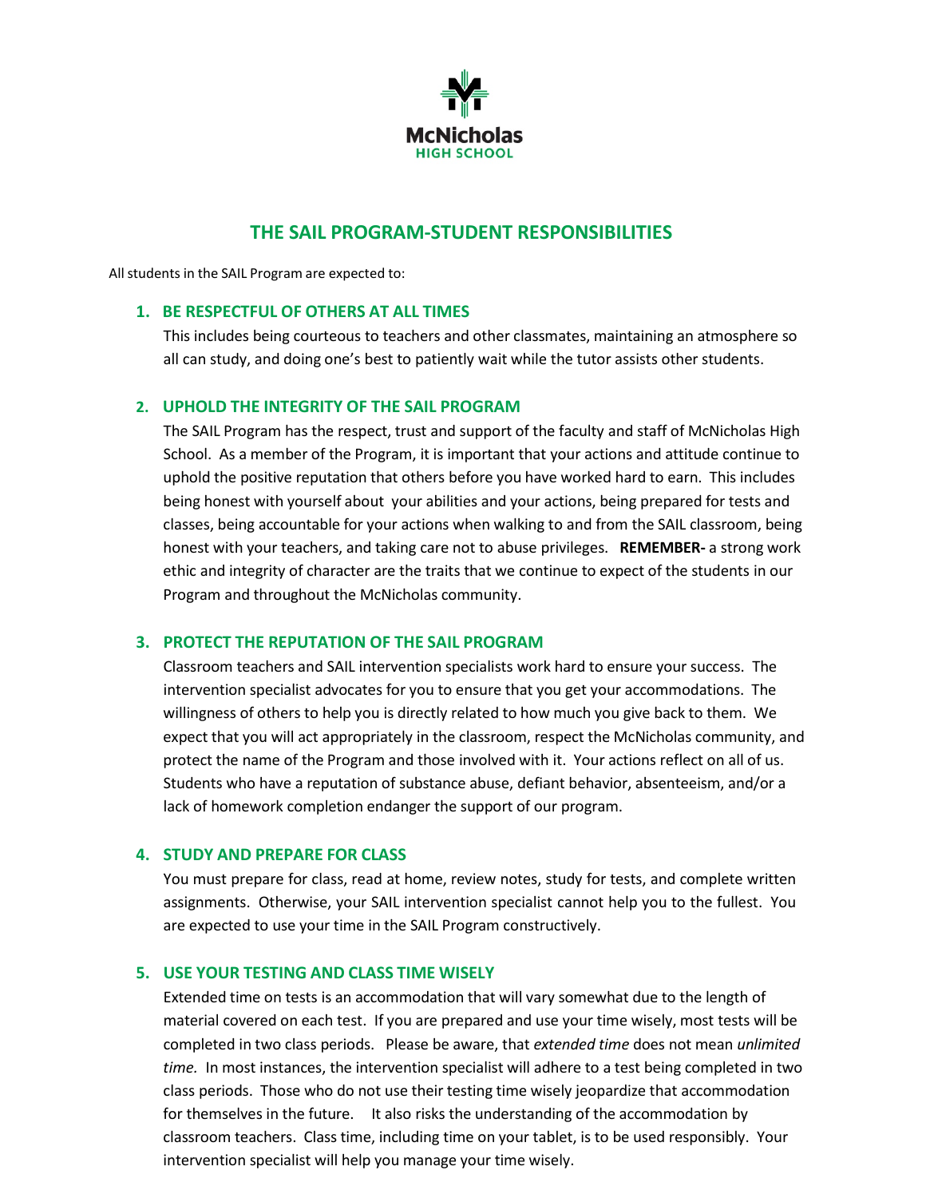McNicholas
HIGH SCHOOL

# THE SAIL PROGRAM-STUDENT RESPONSIBILITIES

All students in the SAIL Program are expected to:

## 1. BE RESPECTFUL OF OTHERS AT ALL TIMES

This includes being courteous to teachers and other classmates, maintaining an atmosphere so all can study, and doing one's best to patiently wait while the tutor assists other students.

## 2. UPHOLD THE INTEGRITY OF THE SAIL PROGRAM

The SAIL Program has the respect, trust and support of the faculty and staff of McNicholas High School. As a member of the Program, it is important that your actions and attitude continue to uphold the positive reputation that others before you have worked hard to earn. This includes being honest with yourself about your abilities and your actions, being prepared for tests and classes, being accountable for your actions when walking to and from the SAIL classroom, being honest with your teachers, and taking care not to abuse privileges. **REMEMBER-** a strong work ethic and integrity of character are the traits that we continue to expect of the students in our Program and throughout the McNicholas community.

## 3. PROTECT THE REPUTATION OF THE SAIL PROGRAM

Classroom teachers and SAIL intervention specialists work hard to ensure your success. The intervention specialist advocates for you to ensure that you get your accommodations. The willingness of others to help you is directly related to how much you give back to them. We expect that you will act appropriately in the classroom, respect the McNicholas community, and protect the name of the Program and those involved with it. Your actions reflect on all of us. Students who have a reputation of substance abuse, defiant behavior, absenteeism, and/or a lack of homework completion endanger the support of our program.

## 4. STUDY AND PREPARE FOR CLASS

You must prepare for class, read at home, review notes, study for tests, and complete written assignments. Otherwise, your SAIL intervention specialist cannot help you to the fullest. You are expected to use your time in the SAIL Program constructively.

## 5. USE YOUR TESTING AND CLASS TIME WISELY

Extended time on tests is an accommodation that will vary somewhat due to the length of material covered on each test. If you are prepared and use your time wisely, most tests will be completed in two class periods. Please be aware, that *extended time* does not mean *unlimited time.* In most instances, the intervention specialist will adhere to a test being completed in two class periods. Those who do not use their testing time wisely jeopardize that accommodation for themselves in the future. It also risks the understanding of the accommodation by classroom teachers. Class time, including time on your tablet, is to be used responsibly. Your intervention specialist will help you manage your time wisely.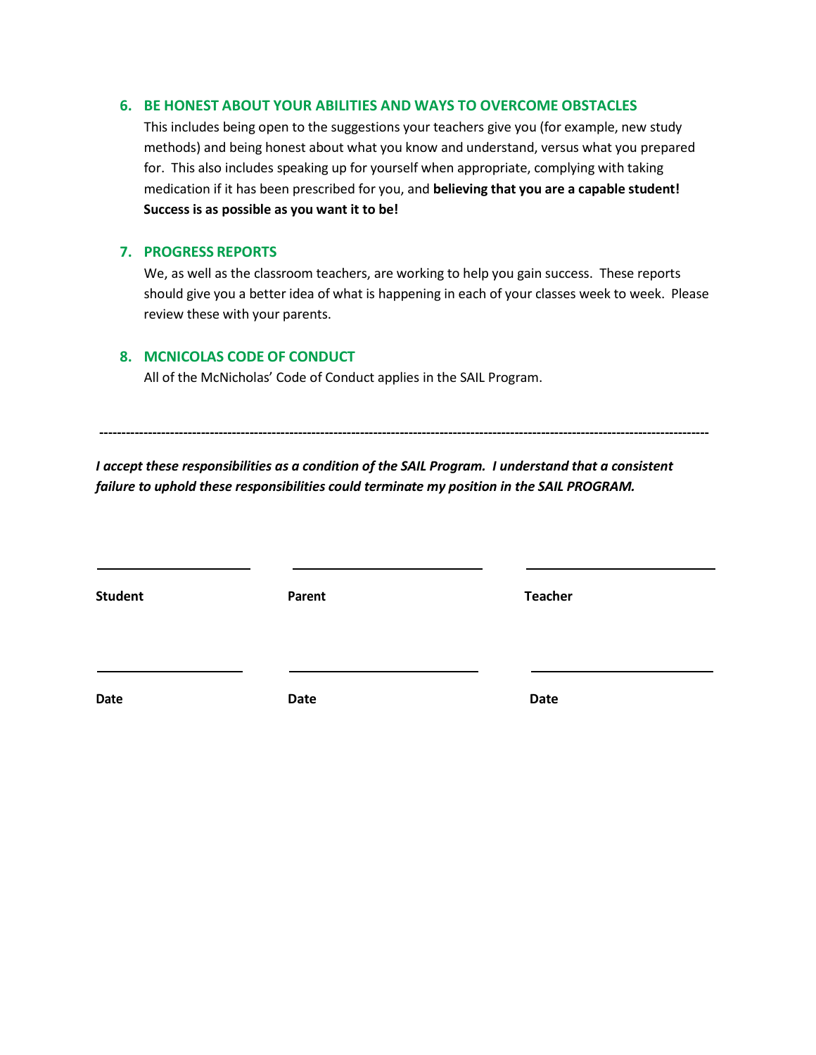6. **BE HONEST ABOUT YOUR ABILITIES AND WAYS TO OVERCOME OBSTACLES**

   This includes being open to the suggestions your teachers give you (for example, new study methods) and being honest about what you know and understand, versus what you prepared for. This also includes speaking up for yourself when appropriate, complying with taking medication if it has been prescribed for you, and **believing that you are a capable student! Success is as possible as you want it to be!**

7. **PROGRESS REPORTS**

   We, as well as the classroom teachers, are working to help you gain success. These reports should give you a better idea of what is happening in each of your classes week to week. Please review these with your parents.

8. **MCNICOLAS CODE OF CONDUCT**

   All of the McNicholas' Code of Conduct applies in the SAIL Program.

---

***I accept these responsibilities as a condition of the SAIL Program. I understand that a consistent failure to uphold these responsibilities could terminate my position in the SAIL PROGRAM.***

| | | |
|---|---|---|
| ____________________ | ____________________ | ____________________ |
| **Student** | **Parent** | **Teacher** |
| ____________________ | ____________________ | ____________________ |
| **Date** | **Date** | **Date** |